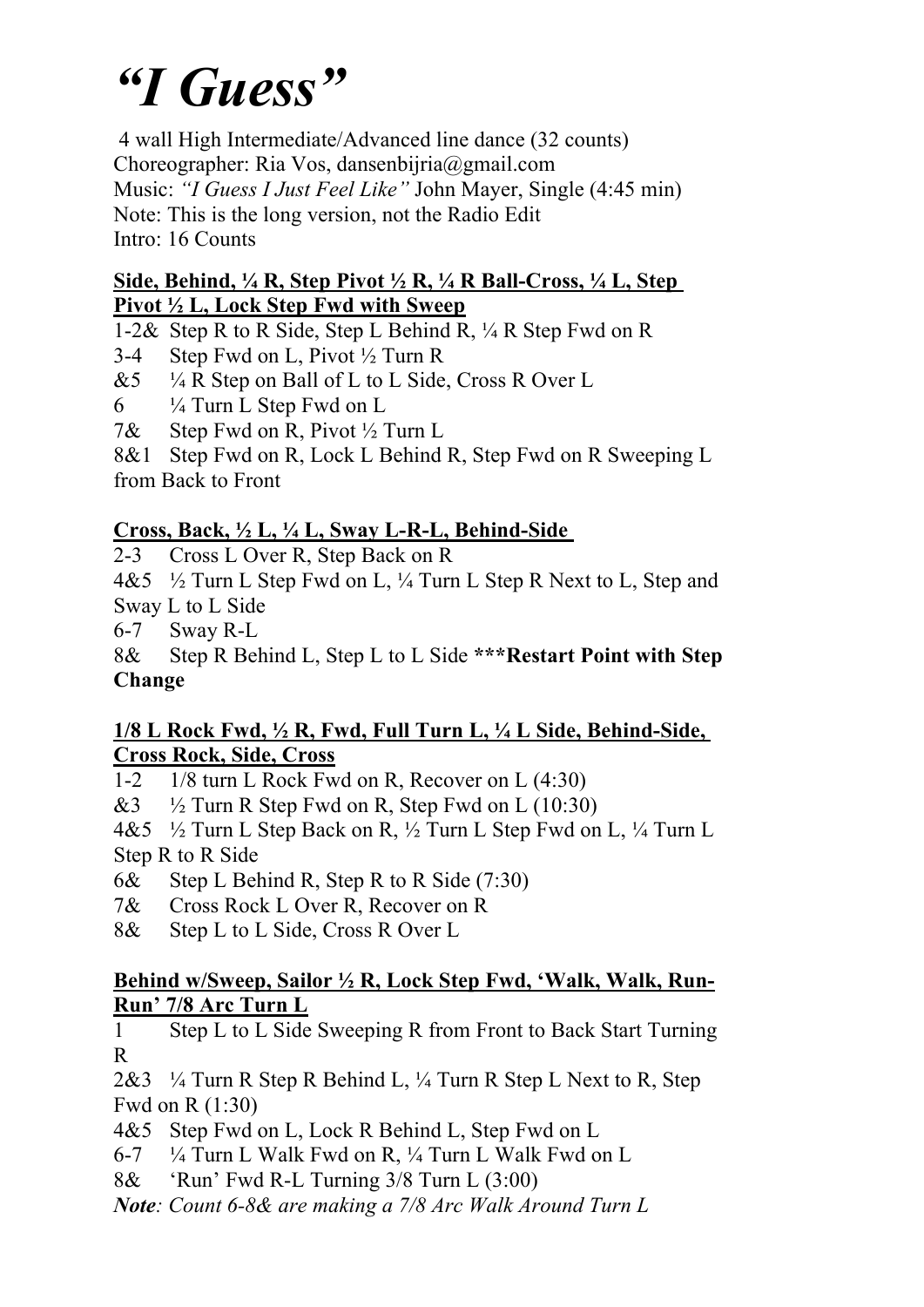# *"I Guess"*

4 wall High Intermediate/Advanced line dance (32 counts)
Choreographer: Ria Vos, dansenbijria@gmail.com
Music: *"I Guess I Just Feel Like"* John Mayer, Single (4:45 min)
Note: This is the long version, not the Radio Edit
Intro: 16 Counts

**Side, Behind, ¼ R, Step Pivot ½ R, ¼ R Ball-Cross, ¼ L, Step Pivot ½ L, Lock Step Fwd with Sweep**

1-2& Step R to R Side, Step L Behind R, ¼ R Step Fwd on R
3-4 Step Fwd on L, Pivot ½ Turn R
&5 ¼ R Step on Ball of L to L Side, Cross R Over L
6 ¼ Turn L Step Fwd on L
7& Step Fwd on R, Pivot ½ Turn L
8&1 Step Fwd on R, Lock L Behind R, Step Fwd on R Sweeping L from Back to Front

**Cross, Back, ½ L, ¼ L, Sway L-R-L, Behind-Side**

2-3 Cross L Over R, Step Back on R
4&5 ½ Turn L Step Fwd on L, ¼ Turn L Step R Next to L, Step and Sway L to L Side
6-7 Sway R-L
8& Step R Behind L, Step L to L Side **\*\*\*Restart Point with Step Change**

**1/8 L Rock Fwd, ½ R, Fwd, Full Turn L, ¼ L Side, Behind-Side, Cross Rock, Side, Cross**

1-2 1/8 turn L Rock Fwd on R, Recover on L (4:30)
&3 ½ Turn R Step Fwd on R, Step Fwd on L (10:30)
4&5 ½ Turn L Step Back on R, ½ Turn L Step Fwd on L, ¼ Turn L Step R to R Side
6& Step L Behind R, Step R to R Side (7:30)
7& Cross Rock L Over R, Recover on R
8& Step L to L Side, Cross R Over L

**Behind w/Sweep, Sailor ½ R, Lock Step Fwd, 'Walk, Walk, Run-Run' 7/8 Arc Turn L**

1 Step L to L Side Sweeping R from Front to Back Start Turning R
2&3 ¼ Turn R Step R Behind L, ¼ Turn R Step L Next to R, Step Fwd on R (1:30)
4&5 Step Fwd on L, Lock R Behind L, Step Fwd on L
6-7 ¼ Turn L Walk Fwd on R, ¼ Turn L Walk Fwd on L
8& 'Run' Fwd R-L Turning 3/8 Turn L (3:00)

***Note**: Count 6-8& are making a 7/8 Arc Walk Around Turn L*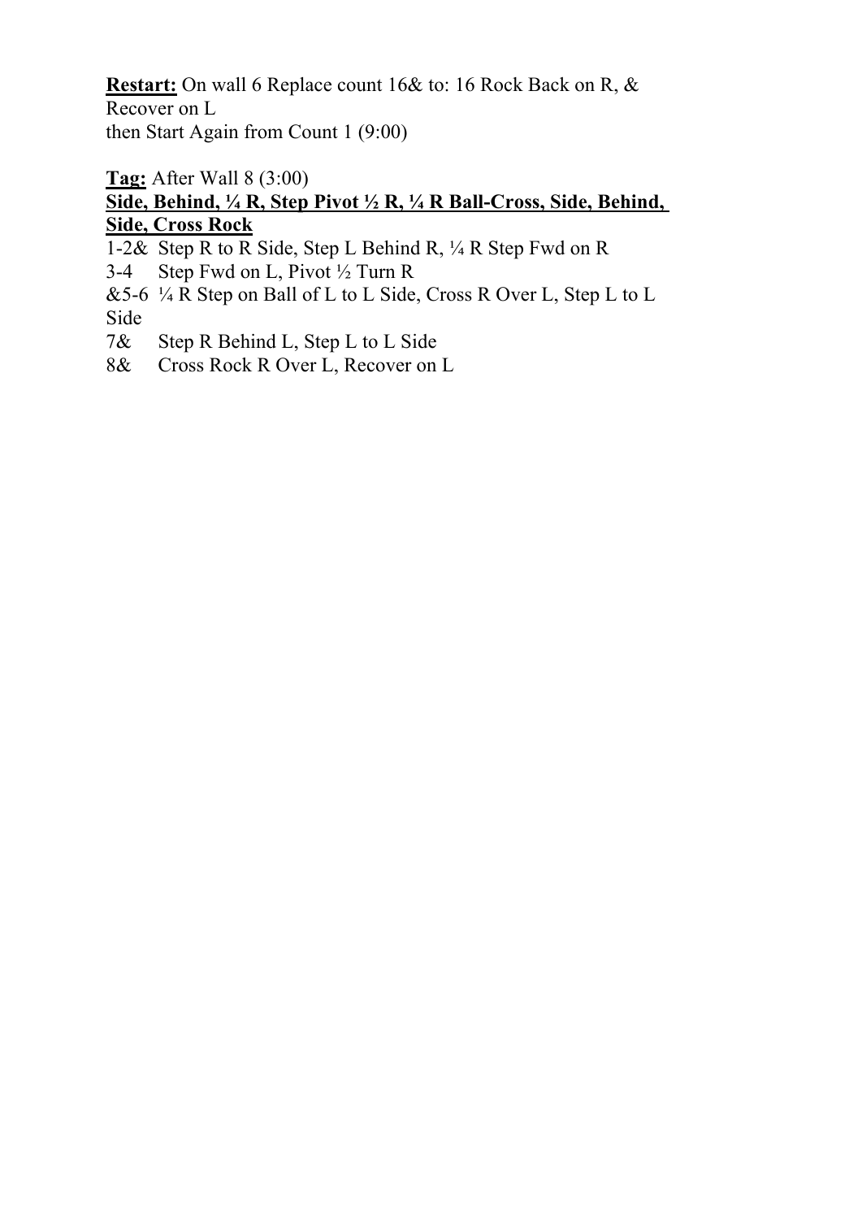**Restart:** On wall 6 Replace count 16& to: 16 Rock Back on R, & Recover on L
then Start Again from Count 1 (9:00)

**Tag:** After Wall 8 (3:00)
**Side, Behind, ¼ R, Step Pivot ½ R, ¼ R Ball-Cross, Side, Behind, Side, Cross Rock**

1-2& Step R to R Side, Step L Behind R, ¼ R Step Fwd on R
3-4 Step Fwd on L, Pivot ½ Turn R
&5-6 ¼ R Step on Ball of L to L Side, Cross R Over L, Step L to L Side
7& Step R Behind L, Step L to L Side
8& Cross Rock R Over L, Recover on L